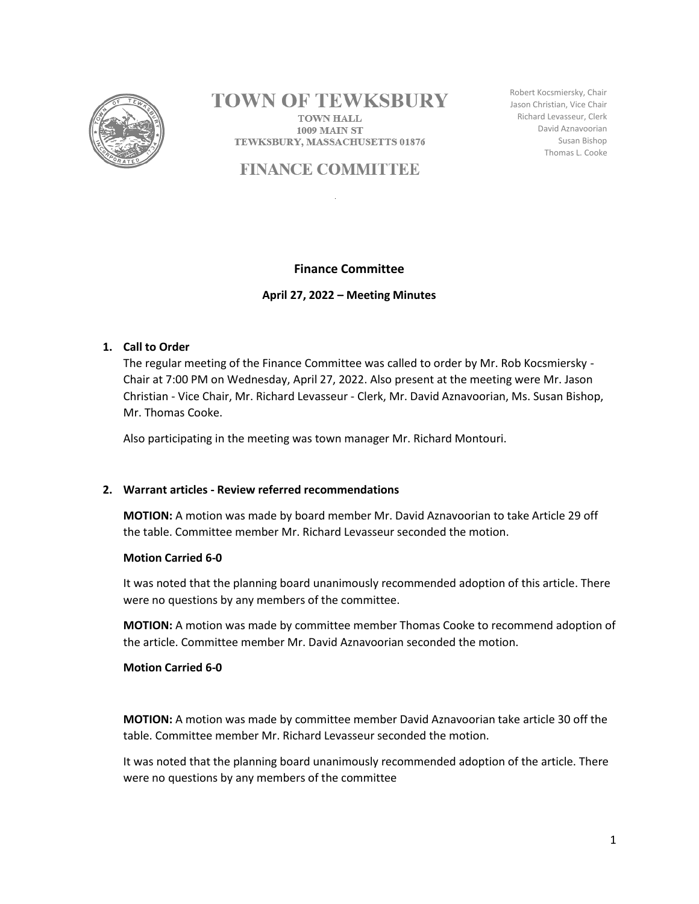# TOWN OF TEWKSBURY

TOWN HALL
1009 MAIN ST
TEWKSBURY, MASSACHUSETTS 01876

## FINANCE COMMITTEE

Robert Kocsmiersky, Chair
Jason Christian, Vice Chair
Richard Levasseur, Clerk
David Aznavoorian
Susan Bishop
Thomas L. Cooke

### Finance Committee

**April 27, 2022 – Meeting Minutes**

1. **Call to Order**

   The regular meeting of the Finance Committee was called to order by Mr. Rob Kocsmiersky - Chair at 7:00 PM on Wednesday, April 27, 2022. Also present at the meeting were Mr. Jason Christian - Vice Chair, Mr. Richard Levasseur - Clerk, Mr. David Aznavoorian, Ms. Susan Bishop, Mr. Thomas Cooke.

   Also participating in the meeting was town manager Mr. Richard Montouri.

2. **Warrant articles - Review referred recommendations**

   **MOTION:** A motion was made by board member Mr. David Aznavoorian to take Article 29 off the table. Committee member Mr. Richard Levasseur seconded the motion.

   **Motion Carried 6-0**

   It was noted that the planning board unanimously recommended adoption of this article. There were no questions by any members of the committee.

   **MOTION:** A motion was made by committee member Thomas Cooke to recommend adoption of the article. Committee member Mr. David Aznavoorian seconded the motion.

   **Motion Carried 6-0**

   **MOTION:** A motion was made by committee member David Aznavoorian take article 30 off the table. Committee member Mr. Richard Levasseur seconded the motion.

   It was noted that the planning board unanimously recommended adoption of the article. There were no questions by any members of the committee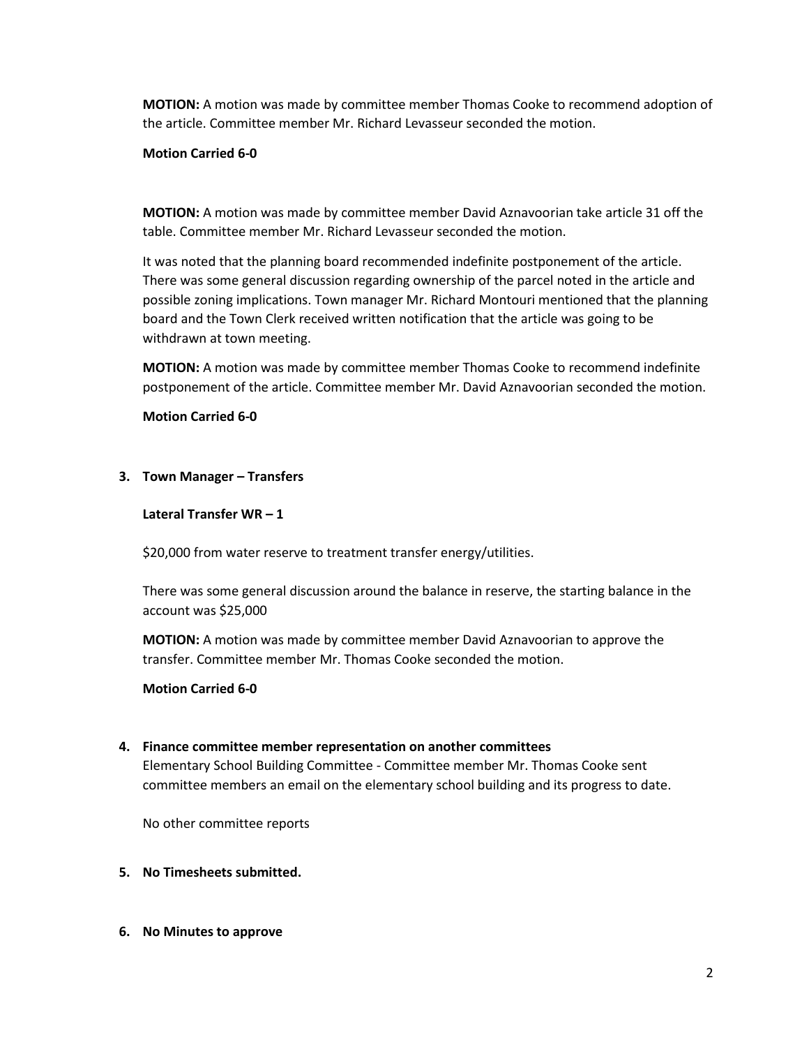**MOTION:** A motion was made by committee member Thomas Cooke to recommend adoption of the article. Committee member Mr. Richard Levasseur seconded the motion.

**Motion Carried 6-0**

**MOTION:** A motion was made by committee member David Aznavoorian take article 31 off the table. Committee member Mr. Richard Levasseur seconded the motion.

It was noted that the planning board recommended indefinite postponement of the article. There was some general discussion regarding ownership of the parcel noted in the article and possible zoning implications. Town manager Mr. Richard Montouri mentioned that the planning board and the Town Clerk received written notification that the article was going to be withdrawn at town meeting.

**MOTION:** A motion was made by committee member Thomas Cooke to recommend indefinite postponement of the article. Committee member Mr. David Aznavoorian seconded the motion.

**Motion Carried 6-0**

3. **Town Manager – Transfers**

   **Lateral Transfer WR – 1**

   $20,000 from water reserve to treatment transfer energy/utilities.

   There was some general discussion around the balance in reserve, the starting balance in the account was $25,000

   **MOTION:** A motion was made by committee member David Aznavoorian to approve the transfer. Committee member Mr. Thomas Cooke seconded the motion.

   **Motion Carried 6-0**

4. **Finance committee member representation on another committees**
   Elementary School Building Committee - Committee member Mr. Thomas Cooke sent committee members an email on the elementary school building and its progress to date.

   No other committee reports

5. **No Timesheets submitted.**

6. **No Minutes to approve**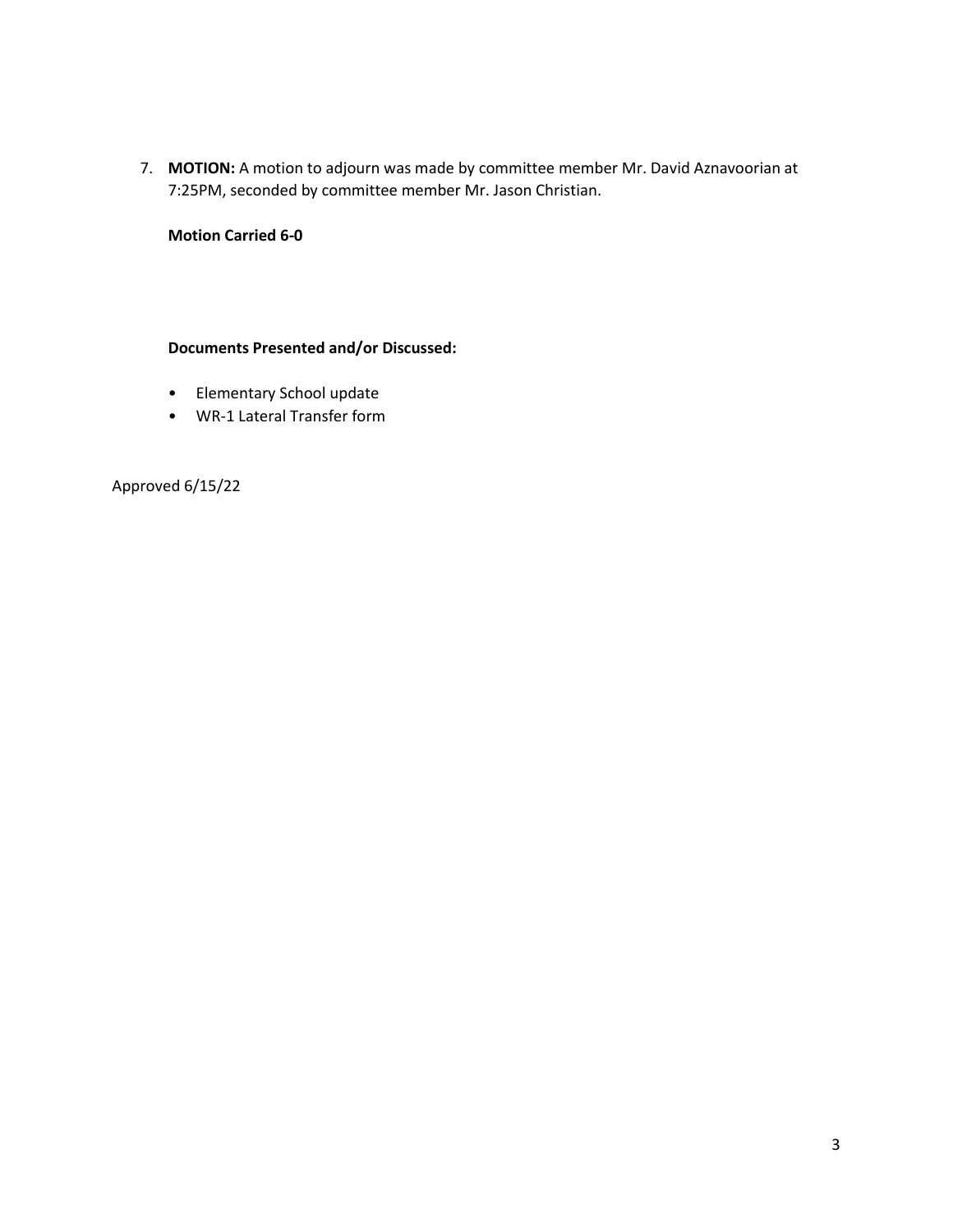7. **MOTION:** A motion to adjourn was made by committee member Mr. David Aznavoorian at 7:25PM, seconded by committee member Mr. Jason Christian.

   **Motion Carried 6-0**

   **Documents Presented and/or Discussed:**

   - Elementary School update
   - WR-1 Lateral Transfer form

Approved 6/15/22